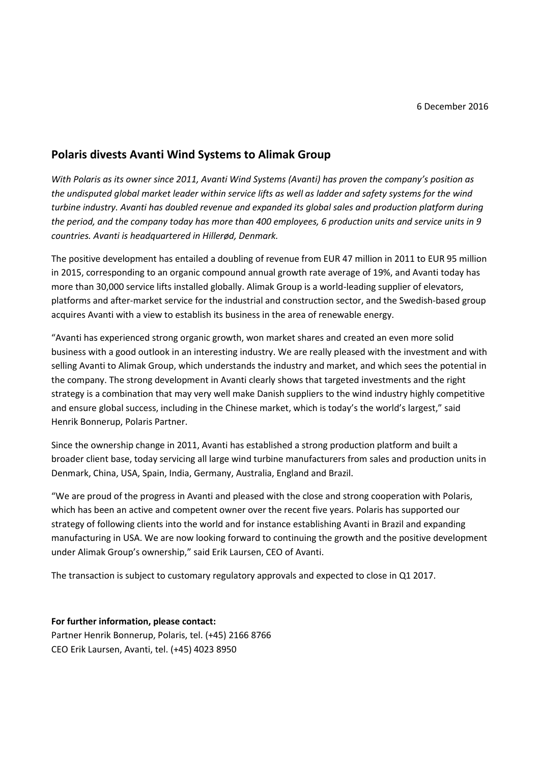6 December 2016

## Polaris divests Avanti Wind Systems to Alimak Group

*With Polaris as its owner since 2011, Avanti Wind Systems (Avanti) has proven the company's position as the undisputed global market leader within service lifts as well as ladder and safety systems for the wind turbine industry. Avanti has doubled revenue and expanded its global sales and production platform during the period, and the company today has more than 400 employees, 6 production units and service units in 9 countries. Avanti is headquartered in Hillerød, Denmark.*

The positive development has entailed a doubling of revenue from EUR 47 million in 2011 to EUR 95 million in 2015, corresponding to an organic compound annual growth rate average of 19%, and Avanti today has more than 30,000 service lifts installed globally. Alimak Group is a world-leading supplier of elevators, platforms and after-market service for the industrial and construction sector, and the Swedish-based group acquires Avanti with a view to establish its business in the area of renewable energy.

"Avanti has experienced strong organic growth, won market shares and created an even more solid business with a good outlook in an interesting industry. We are really pleased with the investment and with selling Avanti to Alimak Group, which understands the industry and market, and which sees the potential in the company. The strong development in Avanti clearly shows that targeted investments and the right strategy is a combination that may very well make Danish suppliers to the wind industry highly competitive and ensure global success, including in the Chinese market, which is today's the world's largest," said Henrik Bonnerup, Polaris Partner.

Since the ownership change in 2011, Avanti has established a strong production platform and built a broader client base, today servicing all large wind turbine manufacturers from sales and production units in Denmark, China, USA, Spain, India, Germany, Australia, England and Brazil.

"We are proud of the progress in Avanti and pleased with the close and strong cooperation with Polaris, which has been an active and competent owner over the recent five years. Polaris has supported our strategy of following clients into the world and for instance establishing Avanti in Brazil and expanding manufacturing in USA. We are now looking forward to continuing the growth and the positive development under Alimak Group's ownership," said Erik Laursen, CEO of Avanti.

The transaction is subject to customary regulatory approvals and expected to close in Q1 2017.

**For further information, please contact:**
Partner Henrik Bonnerup, Polaris, tel. (+45) 2166 8766
CEO Erik Laursen, Avanti, tel. (+45) 4023 8950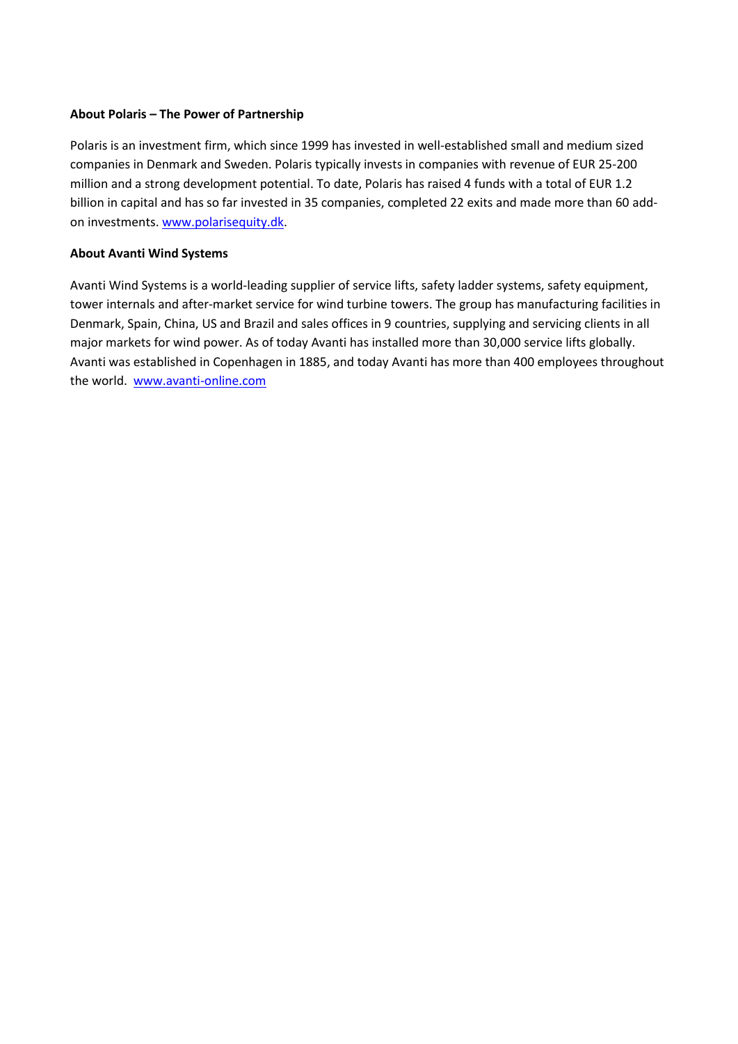**About Polaris – The Power of Partnership**

Polaris is an investment firm, which since 1999 has invested in well-established small and medium sized companies in Denmark and Sweden. Polaris typically invests in companies with revenue of EUR 25-200 million and a strong development potential. To date, Polaris has raised 4 funds with a total of EUR 1.2 billion in capital and has so far invested in 35 companies, completed 22 exits and made more than 60 add-on investments. [www.polarisequity.dk](http://www.polarisequity.dk).

**About Avanti Wind Systems**

Avanti Wind Systems is a world-leading supplier of service lifts, safety ladder systems, safety equipment, tower internals and after-market service for wind turbine towers. The group has manufacturing facilities in Denmark, Spain, China, US and Brazil and sales offices in 9 countries, supplying and servicing clients in all major markets for wind power. As of today Avanti has installed more than 30,000 service lifts globally. Avanti was established in Copenhagen in 1885, and today Avanti has more than 400 employees throughout the world. [www.avanti-online.com](http://www.avanti-online.com)